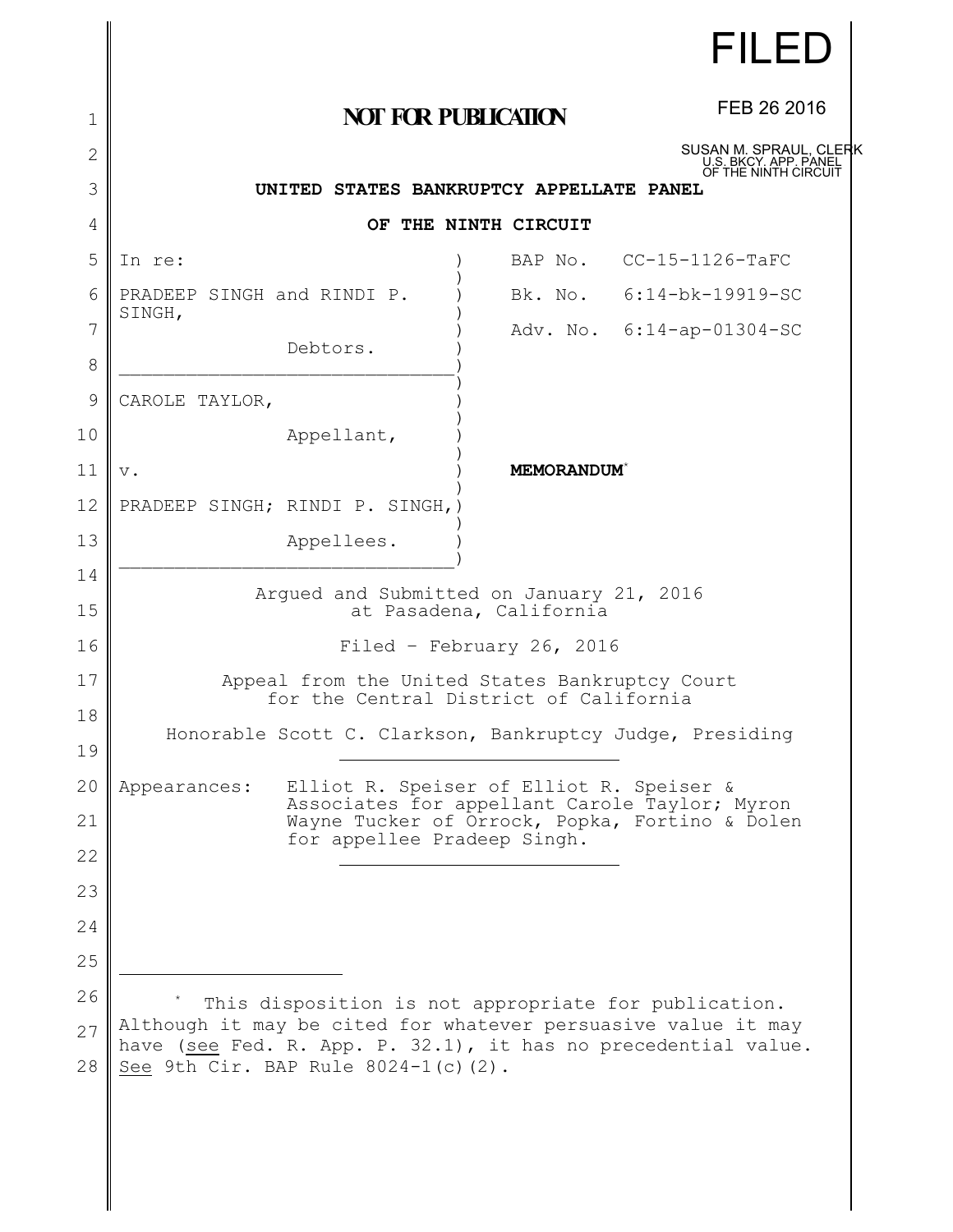FILED

FEB 26 2016

SUSAN M. SPRAUL, CLERK
U.S. BKCY. APP. PANEL
OF THE NINTH CIRCUIT

**NOT FOR PUBLICATION**

**UNITED STATES BANKRUPTCY APPELLATE PANEL**

**OF THE NINTH CIRCUIT**

| | | |
|---|---|---|
| In re: | BAP No. | CC-15-1126-TaFC |
| PRADEEP SINGH and RINDI P. SINGH, | Bk. No. | 6:14-bk-19919-SC |
| Debtors. | Adv. No. | 6:14-ap-01304-SC |
| CAROLE TAYLOR, | | |
| Appellant, | | |
| v. | **MEMORANDUM**[*] | |
| PRADEEP SINGH; RINDI P. SINGH, | | |
| Appellees. | | |

Argued and Submitted on January 21, 2016
at Pasadena, California

Filed - February 26, 2016

Appeal from the United States Bankruptcy Court
for the Central District of California

Honorable Scott C. Clarkson, Bankruptcy Judge, Presiding

Appearances: Elliot R. Speiser of Elliot R. Speiser & Associates for appellant Carole Taylor; Myron Wayne Tucker of Orrock, Popka, Fortino & Dolen for appellee Pradeep Singh.

---

[*] This disposition is not appropriate for publication. Although it may be cited for whatever persuasive value it may have (see Fed. R. App. P. 32.1), it has no precedential value. See 9th Cir. BAP Rule 8024-1(c)(2).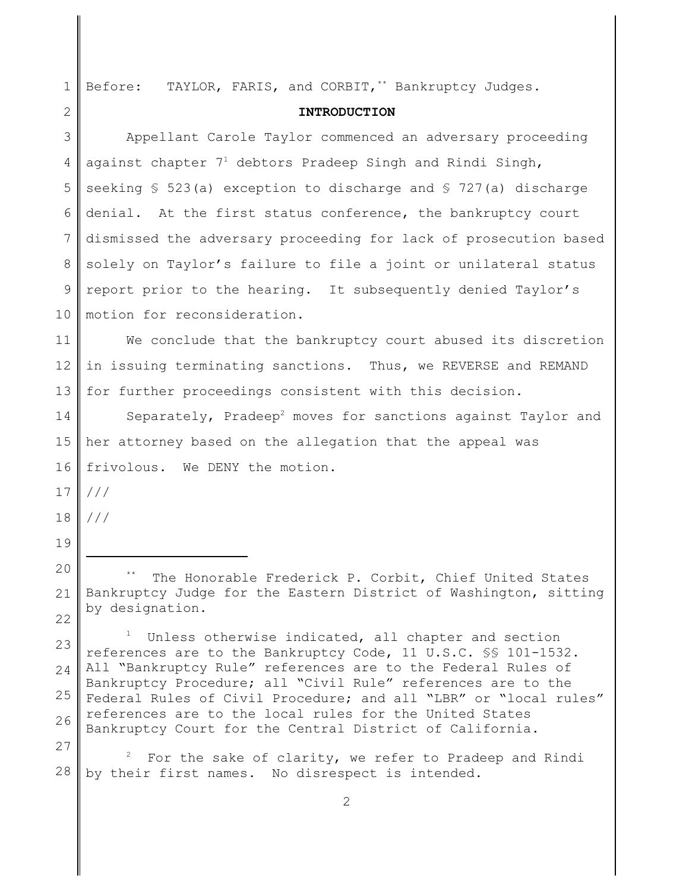Before: TAYLOR, FARIS, and CORBIT,[**] Bankruptcy Judges.

## INTRODUCTION

Appellant Carole Taylor commenced an adversary proceeding against chapter 7[1] debtors Pradeep Singh and Rindi Singh, seeking § 523(a) exception to discharge and § 727(a) discharge denial. At the first status conference, the bankruptcy court dismissed the adversary proceeding for lack of prosecution based solely on Taylor's failure to file a joint or unilateral status report prior to the hearing. It subsequently denied Taylor's motion for reconsideration.

We conclude that the bankruptcy court abused its discretion in issuing terminating sanctions. Thus, we REVERSE and REMAND for further proceedings consistent with this decision.

Separately, Pradeep[2] moves for sanctions against Taylor and her attorney based on the allegation that the appeal was frivolous. We DENY the motion.

///

///

---

[**] The Honorable Frederick P. Corbit, Chief United States Bankruptcy Judge for the Eastern District of Washington, sitting by designation.

[1] Unless otherwise indicated, all chapter and section references are to the Bankruptcy Code, 11 U.S.C. §§ 101-1532. All "Bankruptcy Rule" references are to the Federal Rules of Bankruptcy Procedure; all "Civil Rule" references are to the Federal Rules of Civil Procedure; and all "LBR" or "local rules" references are to the local rules for the United States Bankruptcy Court for the Central District of California.

[2] For the sake of clarity, we refer to Pradeep and Rindi by their first names. No disrespect is intended.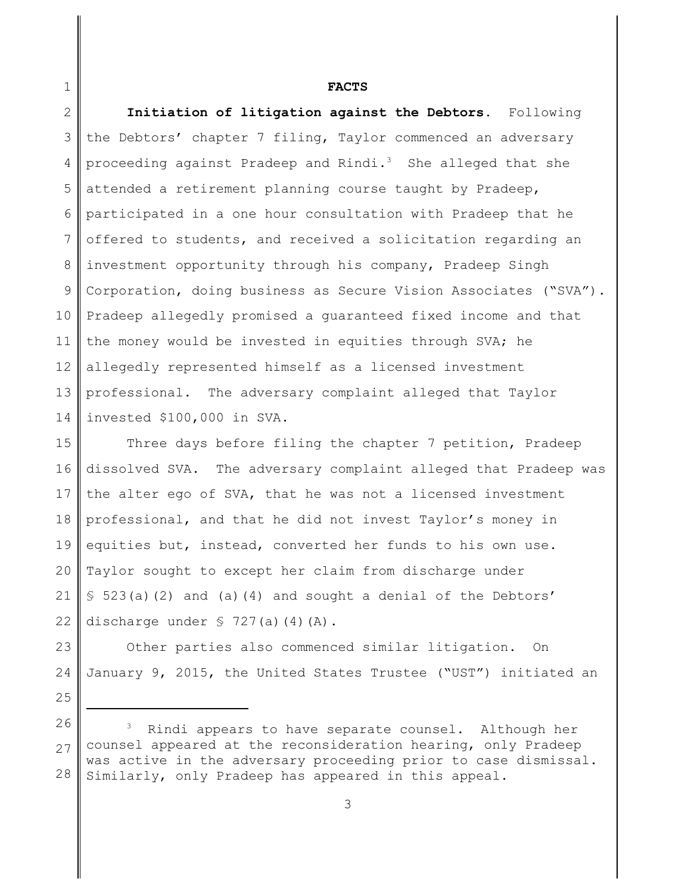**FACTS**

**Initiation of litigation against the Debtors.** Following the Debtors' chapter 7 filing, Taylor commenced an adversary proceeding against Pradeep and Rindi.[3] She alleged that she attended a retirement planning course taught by Pradeep, participated in a one hour consultation with Pradeep that he offered to students, and received a solicitation regarding an investment opportunity through his company, Pradeep Singh Corporation, doing business as Secure Vision Associates ("SVA"). Pradeep allegedly promised a guaranteed fixed income and that the money would be invested in equities through SVA; he allegedly represented himself as a licensed investment professional. The adversary complaint alleged that Taylor invested $100,000 in SVA.

Three days before filing the chapter 7 petition, Pradeep dissolved SVA. The adversary complaint alleged that Pradeep was the alter ego of SVA, that he was not a licensed investment professional, and that he did not invest Taylor's money in equities but, instead, converted her funds to his own use. Taylor sought to except her claim from discharge under § 523(a)(2) and (a)(4) and sought a denial of the Debtors' discharge under § 727(a)(4)(A).

Other parties also commenced similar litigation. On January 9, 2015, the United States Trustee ("UST") initiated an

---

[3] Rindi appears to have separate counsel. Although her counsel appeared at the reconsideration hearing, only Pradeep was active in the adversary proceeding prior to case dismissal. Similarly, only Pradeep has appeared in this appeal.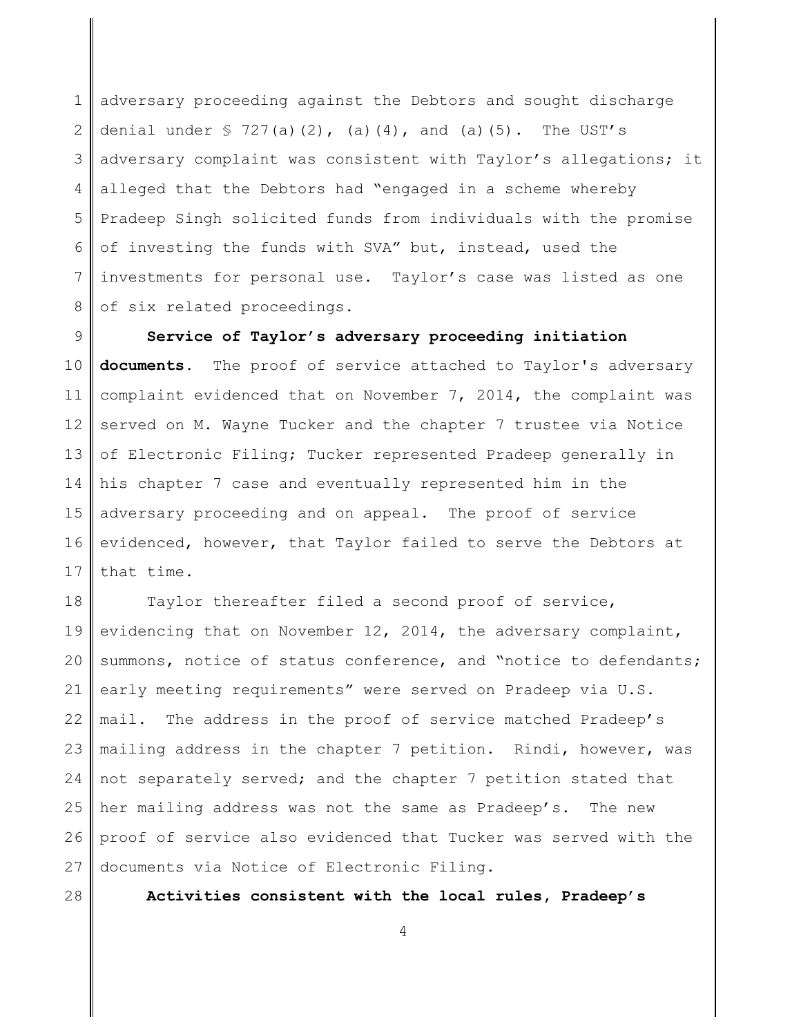adversary proceeding against the Debtors and sought discharge denial under § 727(a)(2), (a)(4), and (a)(5). The UST's adversary complaint was consistent with Taylor's allegations; it alleged that the Debtors had "engaged in a scheme whereby Pradeep Singh solicited funds from individuals with the promise of investing the funds with SVA" but, instead, used the investments for personal use. Taylor's case was listed as one of six related proceedings.

**Service of Taylor's adversary proceeding initiation documents.** The proof of service attached to Taylor's adversary complaint evidenced that on November 7, 2014, the complaint was served on M. Wayne Tucker and the chapter 7 trustee via Notice of Electronic Filing; Tucker represented Pradeep generally in his chapter 7 case and eventually represented him in the adversary proceeding and on appeal. The proof of service evidenced, however, that Taylor failed to serve the Debtors at that time.

Taylor thereafter filed a second proof of service, evidencing that on November 12, 2014, the adversary complaint, summons, notice of status conference, and "notice to defendants; early meeting requirements" were served on Pradeep via U.S. mail. The address in the proof of service matched Pradeep's mailing address in the chapter 7 petition. Rindi, however, was not separately served; and the chapter 7 petition stated that her mailing address was not the same as Pradeep's. The new proof of service also evidenced that Tucker was served with the documents via Notice of Electronic Filing.

**Activities consistent with the local rules, Pradeep's**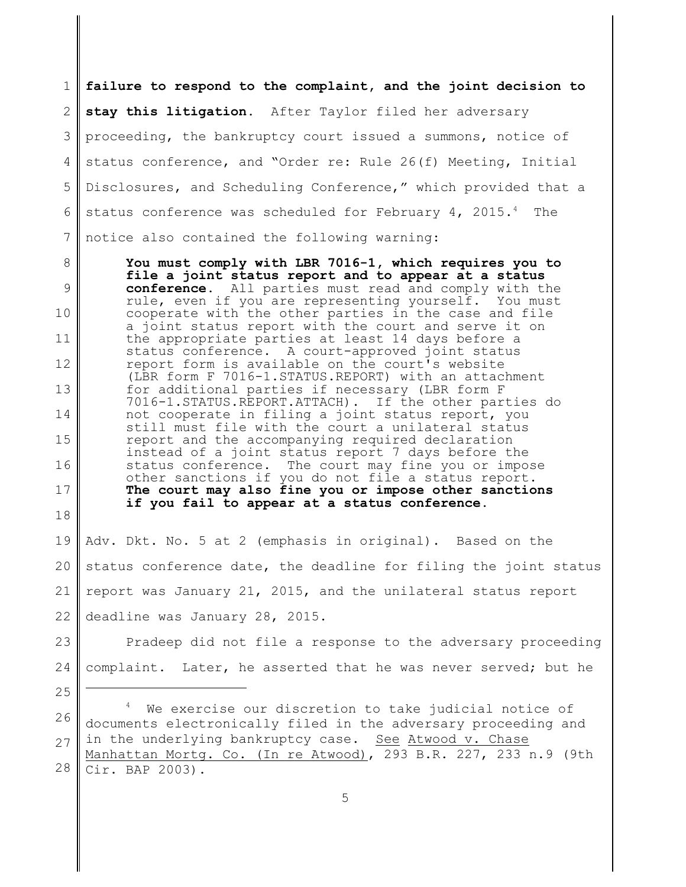**failure to respond to the complaint, and the joint decision to stay this litigation.** After Taylor filed her adversary proceeding, the bankruptcy court issued a summons, notice of status conference, and "Order re: Rule 26(f) Meeting, Initial Disclosures, and Scheduling Conference," which provided that a status conference was scheduled for February 4, 2015.[4] The notice also contained the following warning:

> **You must comply with LBR 7016-1, which requires you to file a joint status report and to appear at a status conference.** All parties must read and comply with the rule, even if you are representing yourself. You must cooperate with the other parties in the case and file a joint status report with the court and serve it on the appropriate parties at least 14 days before a status conference. A court-approved joint status report form is available on the court's website (LBR form F 7016-1.STATUS.REPORT) with an attachment for additional parties if necessary (LBR form F 7016-1.STATUS.REPORT.ATTACH). If the other parties do not cooperate in filing a joint status report, you still must file with the court a unilateral status report and the accompanying required declaration instead of a joint status report 7 days before the status conference. The court may fine you or impose other sanctions if you do not file a status report. **The court may also fine you or impose other sanctions if you fail to appear at a status conference.**

Adv. Dkt. No. 5 at 2 (emphasis in original). Based on the status conference date, the deadline for filing the joint status report was January 21, 2015, and the unilateral status report deadline was January 28, 2015.

Pradeep did not file a response to the adversary proceeding complaint. Later, he asserted that he was never served; but he

---

[4] We exercise our discretion to take judicial notice of documents electronically filed in the adversary proceeding and in the underlying bankruptcy case. See Atwood v. Chase Manhattan Mortg. Co. (In re Atwood), 293 B.R. 227, 233 n.9 (9th Cir. BAP 2003).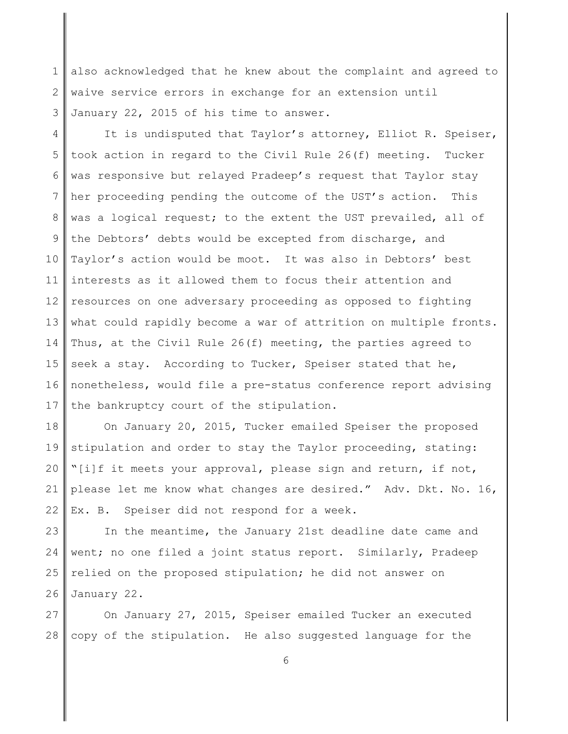also acknowledged that he knew about the complaint and agreed to waive service errors in exchange for an extension until January 22, 2015 of his time to answer.

It is undisputed that Taylor's attorney, Elliot R. Speiser, took action in regard to the Civil Rule 26(f) meeting. Tucker was responsive but relayed Pradeep's request that Taylor stay her proceeding pending the outcome of the UST's action. This was a logical request; to the extent the UST prevailed, all of the Debtors' debts would be excepted from discharge, and Taylor's action would be moot. It was also in Debtors' best interests as it allowed them to focus their attention and resources on one adversary proceeding as opposed to fighting what could rapidly become a war of attrition on multiple fronts. Thus, at the Civil Rule 26(f) meeting, the parties agreed to seek a stay. According to Tucker, Speiser stated that he, nonetheless, would file a pre-status conference report advising the bankruptcy court of the stipulation.

On January 20, 2015, Tucker emailed Speiser the proposed stipulation and order to stay the Taylor proceeding, stating: "[i]f it meets your approval, please sign and return, if not, please let me know what changes are desired." Adv. Dkt. No. 16, Ex. B. Speiser did not respond for a week.

In the meantime, the January 21st deadline date came and went; no one filed a joint status report. Similarly, Pradeep relied on the proposed stipulation; he did not answer on January 22.

On January 27, 2015, Speiser emailed Tucker an executed copy of the stipulation. He also suggested language for the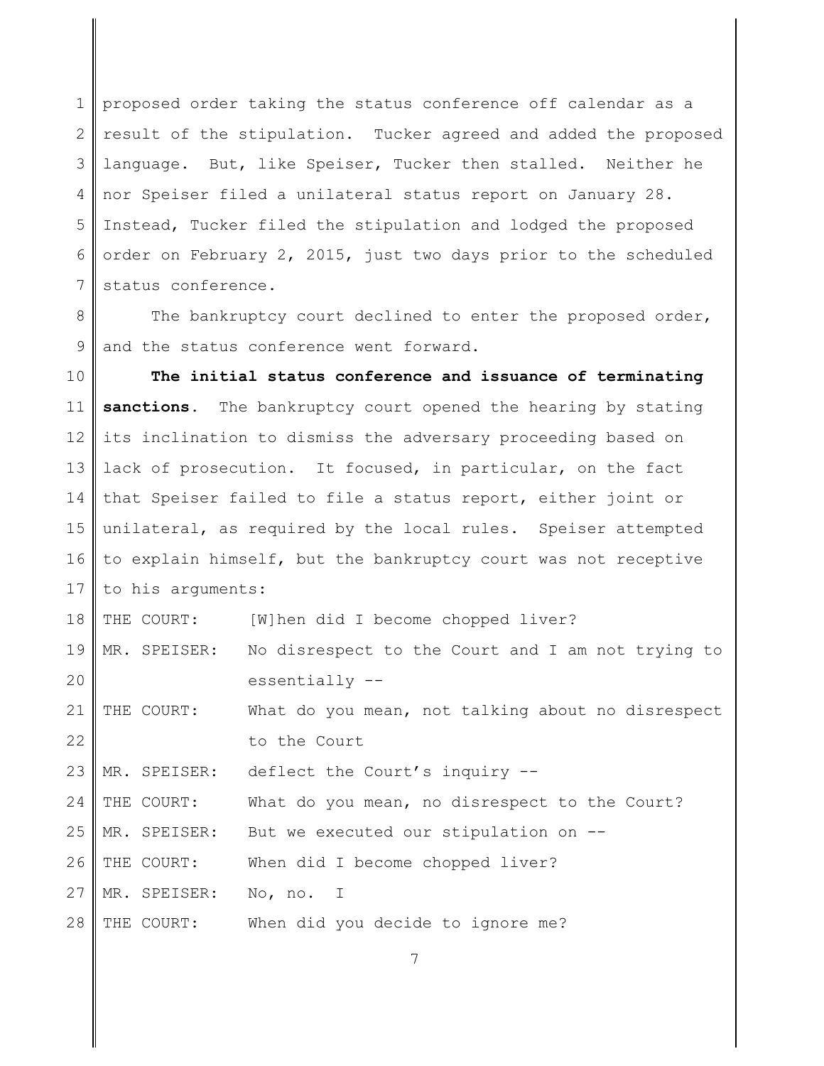proposed order taking the status conference off calendar as a result of the stipulation. Tucker agreed and added the proposed language. But, like Speiser, Tucker then stalled. Neither he nor Speiser filed a unilateral status report on January 28. Instead, Tucker filed the stipulation and lodged the proposed order on February 2, 2015, just two days prior to the scheduled status conference.

The bankruptcy court declined to enter the proposed order, and the status conference went forward.

**The initial status conference and issuance of terminating sanctions.** The bankruptcy court opened the hearing by stating its inclination to dismiss the adversary proceeding based on lack of prosecution. It focused, in particular, on the fact that Speiser failed to file a status report, either joint or unilateral, as required by the local rules. Speiser attempted to explain himself, but the bankruptcy court was not receptive to his arguments:

THE COURT: [W]hen did I become chopped liver?

MR. SPEISER: No disrespect to the Court and I am not trying to essentially --

THE COURT: What do you mean, not talking about no disrespect to the Court

MR. SPEISER: deflect the Court's inquiry --

THE COURT: What do you mean, no disrespect to the Court?

MR. SPEISER: But we executed our stipulation on --

THE COURT: When did I become chopped liver?

MR. SPEISER: No, no. I

THE COURT: When did you decide to ignore me?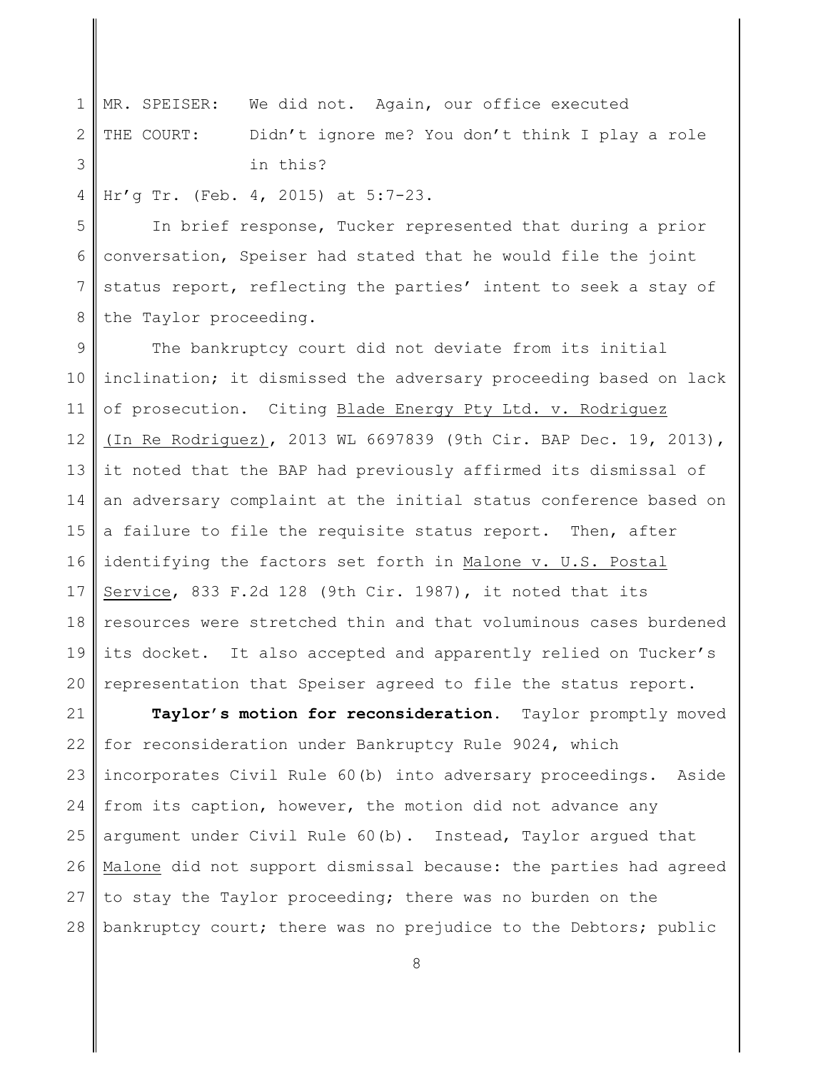MR. SPEISER: We did not. Again, our office executed

THE COURT: Didn't ignore me? You don't think I play a role in this?

Hr'g Tr. (Feb. 4, 2015) at 5:7-23.

In brief response, Tucker represented that during a prior conversation, Speiser had stated that he would file the joint status report, reflecting the parties' intent to seek a stay of the Taylor proceeding.

The bankruptcy court did not deviate from its initial inclination; it dismissed the adversary proceeding based on lack of prosecution. Citing Blade Energy Pty Ltd. v. Rodriguez (In Re Rodriguez), 2013 WL 6697839 (9th Cir. BAP Dec. 19, 2013), it noted that the BAP had previously affirmed its dismissal of an adversary complaint at the initial status conference based on a failure to file the requisite status report. Then, after identifying the factors set forth in Malone v. U.S. Postal Service, 833 F.2d 128 (9th Cir. 1987), it noted that its resources were stretched thin and that voluminous cases burdened its docket. It also accepted and apparently relied on Tucker's representation that Speiser agreed to file the status report.

**Taylor's motion for reconsideration.** Taylor promptly moved for reconsideration under Bankruptcy Rule 9024, which incorporates Civil Rule 60(b) into adversary proceedings. Aside from its caption, however, the motion did not advance any argument under Civil Rule 60(b). Instead, Taylor argued that Malone did not support dismissal because: the parties had agreed to stay the Taylor proceeding; there was no burden on the bankruptcy court; there was no prejudice to the Debtors; public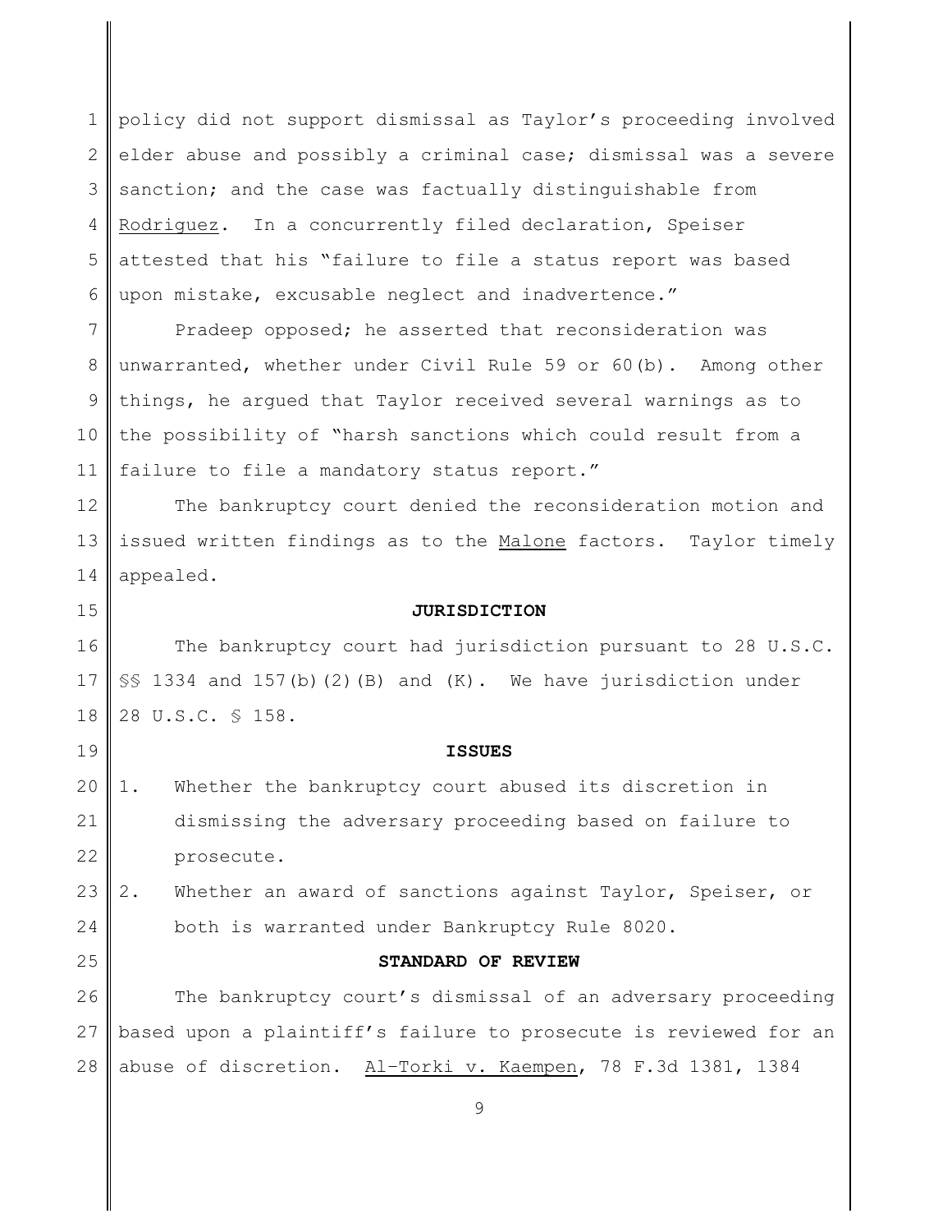policy did not support dismissal as Taylor's proceeding involved elder abuse and possibly a criminal case; dismissal was a severe sanction; and the case was factually distinguishable from Rodriguez. In a concurrently filed declaration, Speiser attested that his "failure to file a status report was based upon mistake, excusable neglect and inadvertence."

Pradeep opposed; he asserted that reconsideration was unwarranted, whether under Civil Rule 59 or 60(b). Among other things, he argued that Taylor received several warnings as to the possibility of "harsh sanctions which could result from a failure to file a mandatory status report."

The bankruptcy court denied the reconsideration motion and issued written findings as to the Malone factors. Taylor timely appealed.

## JURISDICTION

The bankruptcy court had jurisdiction pursuant to 28 U.S.C. §§ 1334 and 157(b)(2)(B) and (K). We have jurisdiction under 28 U.S.C. § 158.

## ISSUES

1. Whether the bankruptcy court abused its discretion in dismissing the adversary proceeding based on failure to prosecute.
2. Whether an award of sanctions against Taylor, Speiser, or both is warranted under Bankruptcy Rule 8020.

## STANDARD OF REVIEW

The bankruptcy court's dismissal of an adversary proceeding based upon a plaintiff's failure to prosecute is reviewed for an abuse of discretion. Al-Torki v. Kaempen, 78 F.3d 1381, 1384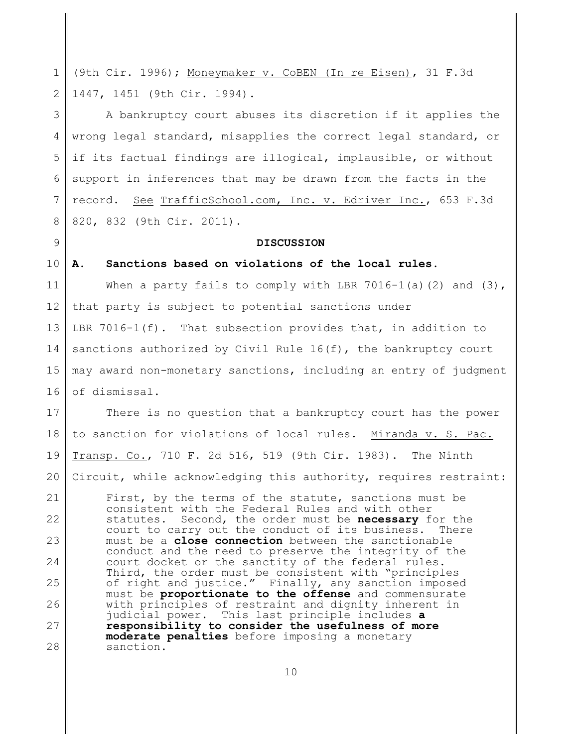(9th Cir. 1996); Moneymaker v. CoBEN (In re Eisen), 31 F.3d 1447, 1451 (9th Cir. 1994).

A bankruptcy court abuses its discretion if it applies the wrong legal standard, misapplies the correct legal standard, or if its factual findings are illogical, implausible, or without support in inferences that may be drawn from the facts in the record. See TrafficSchool.com, Inc. v. Edriver Inc., 653 F.3d 820, 832 (9th Cir. 2011).

## DISCUSSION

### A. Sanctions based on violations of the local rules.

When a party fails to comply with LBR 7016-1(a)(2) and (3), that party is subject to potential sanctions under LBR 7016-1(f). That subsection provides that, in addition to sanctions authorized by Civil Rule 16(f), the bankruptcy court may award non-monetary sanctions, including an entry of judgment of dismissal.

There is no question that a bankruptcy court has the power to sanction for violations of local rules. Miranda v. S. Pac. Transp. Co., 710 F. 2d 516, 519 (9th Cir. 1983). The Ninth Circuit, while acknowledging this authority, requires restraint:

> First, by the terms of the statute, sanctions must be consistent with the Federal Rules and with other statutes. Second, the order must be **necessary** for the court to carry out the conduct of its business. There must be a **close connection** between the sanctionable conduct and the need to preserve the integrity of the court docket or the sanctity of the federal rules. Third, the order must be consistent with "principles of right and justice." Finally, any sanction imposed must be **proportionate to the offense** and commensurate with principles of restraint and dignity inherent in judicial power. This last principle includes **a responsibility to consider the usefulness of more moderate penalties** before imposing a monetary sanction.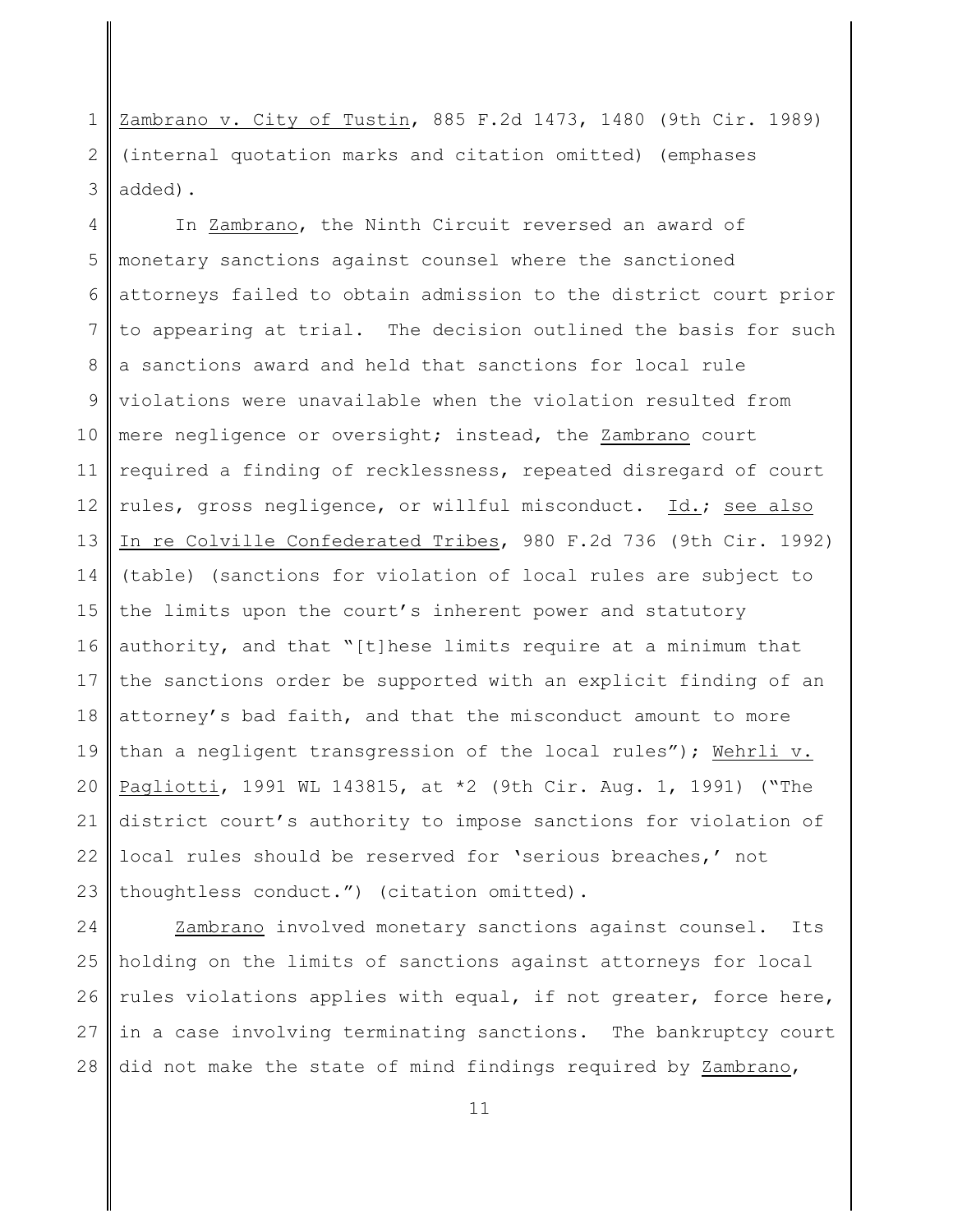Zambrano v. City of Tustin, 885 F.2d 1473, 1480 (9th Cir. 1989) (internal quotation marks and citation omitted) (emphases added).

In Zambrano, the Ninth Circuit reversed an award of monetary sanctions against counsel where the sanctioned attorneys failed to obtain admission to the district court prior to appearing at trial. The decision outlined the basis for such a sanctions award and held that sanctions for local rule violations were unavailable when the violation resulted from mere negligence or oversight; instead, the Zambrano court required a finding of recklessness, repeated disregard of court rules, gross negligence, or willful misconduct. Id.; see also In re Colville Confederated Tribes, 980 F.2d 736 (9th Cir. 1992) (table) (sanctions for violation of local rules are subject to the limits upon the court's inherent power and statutory authority, and that "[t]hese limits require at a minimum that the sanctions order be supported with an explicit finding of an attorney's bad faith, and that the misconduct amount to more than a negligent transgression of the local rules"); Wehrli v. Pagliotti, 1991 WL 143815, at *2 (9th Cir. Aug. 1, 1991) ("The district court's authority to impose sanctions for violation of local rules should be reserved for 'serious breaches,' not thoughtless conduct.") (citation omitted).

Zambrano involved monetary sanctions against counsel. Its holding on the limits of sanctions against attorneys for local rules violations applies with equal, if not greater, force here, in a case involving terminating sanctions. The bankruptcy court did not make the state of mind findings required by Zambrano,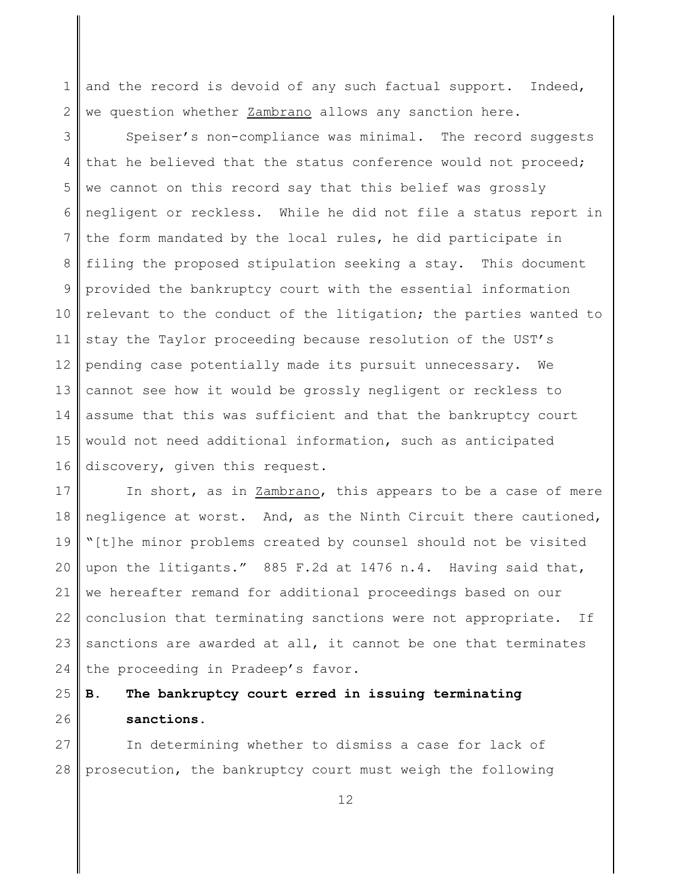and the record is devoid of any such factual support. Indeed, we question whether Zambrano allows any sanction here.

Speiser's non-compliance was minimal. The record suggests that he believed that the status conference would not proceed; we cannot on this record say that this belief was grossly negligent or reckless. While he did not file a status report in the form mandated by the local rules, he did participate in filing the proposed stipulation seeking a stay. This document provided the bankruptcy court with the essential information relevant to the conduct of the litigation; the parties wanted to stay the Taylor proceeding because resolution of the UST's pending case potentially made its pursuit unnecessary. We cannot see how it would be grossly negligent or reckless to assume that this was sufficient and that the bankruptcy court would not need additional information, such as anticipated discovery, given this request.

In short, as in Zambrano, this appears to be a case of mere negligence at worst. And, as the Ninth Circuit there cautioned, "[t]he minor problems created by counsel should not be visited upon the litigants." 885 F.2d at 1476 n.4. Having said that, we hereafter remand for additional proceedings based on our conclusion that terminating sanctions were not appropriate. If sanctions are awarded at all, it cannot be one that terminates the proceeding in Pradeep's favor.

**B. The bankruptcy court erred in issuing terminating sanctions.**

In determining whether to dismiss a case for lack of prosecution, the bankruptcy court must weigh the following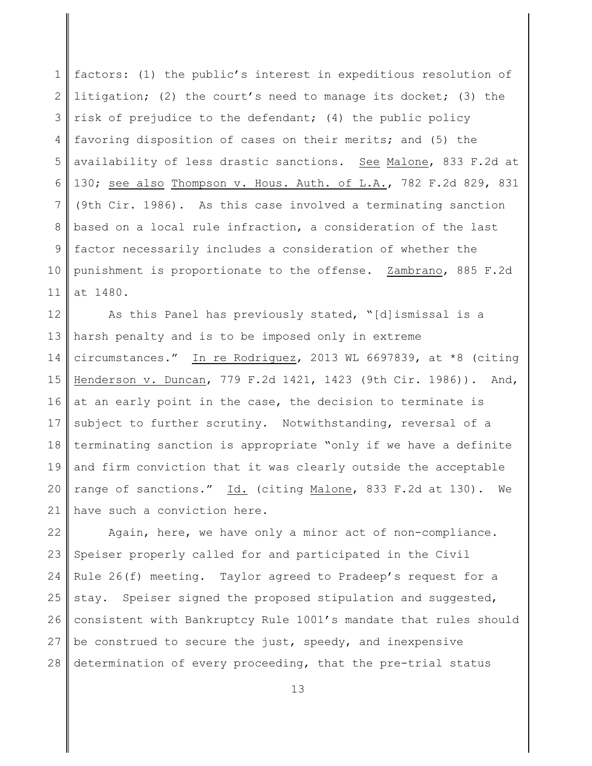factors: (1) the public's interest in expeditious resolution of litigation; (2) the court's need to manage its docket; (3) the risk of prejudice to the defendant; (4) the public policy favoring disposition of cases on their merits; and (5) the availability of less drastic sanctions. See Malone, 833 F.2d at 130; see also Thompson v. Hous. Auth. of L.A., 782 F.2d 829, 831 (9th Cir. 1986). As this case involved a terminating sanction based on a local rule infraction, a consideration of the last factor necessarily includes a consideration of whether the punishment is proportionate to the offense. Zambrano, 885 F.2d at 1480.

As this Panel has previously stated, "[d]ismissal is a harsh penalty and is to be imposed only in extreme circumstances." In re Rodriguez, 2013 WL 6697839, at *8 (citing Henderson v. Duncan, 779 F.2d 1421, 1423 (9th Cir. 1986)). And, at an early point in the case, the decision to terminate is subject to further scrutiny. Notwithstanding, reversal of a terminating sanction is appropriate "only if we have a definite and firm conviction that it was clearly outside the acceptable range of sanctions." Id. (citing Malone, 833 F.2d at 130). We have such a conviction here.

Again, here, we have only a minor act of non-compliance. Speiser properly called for and participated in the Civil Rule 26(f) meeting. Taylor agreed to Pradeep's request for a stay. Speiser signed the proposed stipulation and suggested, consistent with Bankruptcy Rule 1001's mandate that rules should be construed to secure the just, speedy, and inexpensive determination of every proceeding, that the pre-trial status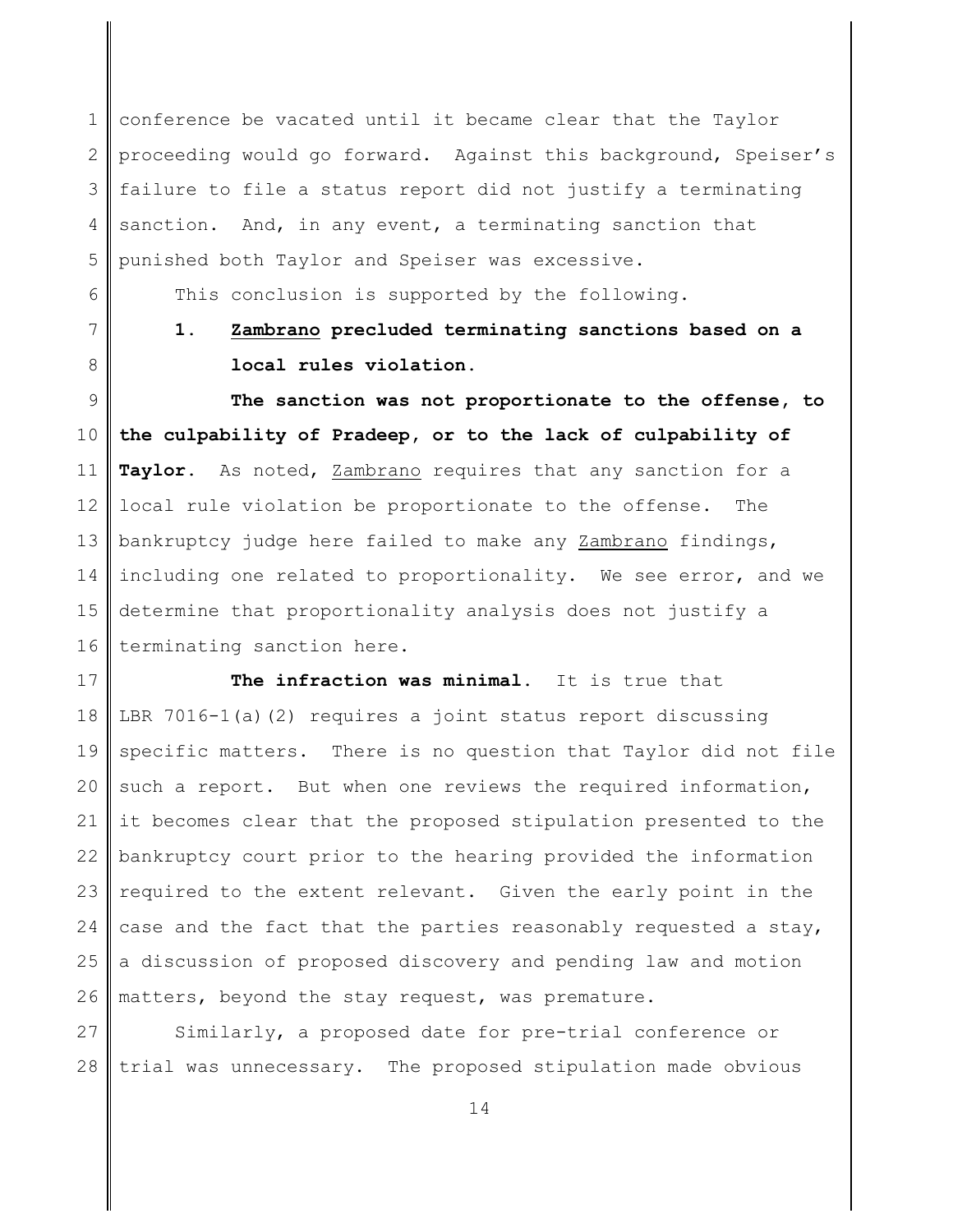conference be vacated until it became clear that the Taylor proceeding would go forward. Against this background, Speiser's failure to file a status report did not justify a terminating sanction. And, in any event, a terminating sanction that punished both Taylor and Speiser was excessive.

This conclusion is supported by the following.

### 1. Zambrano precluded terminating sanctions based on a local rules violation.

**The sanction was not proportionate to the offense, to the culpability of Pradeep, or to the lack of culpability of Taylor.** As noted, Zambrano requires that any sanction for a local rule violation be proportionate to the offense. The bankruptcy judge here failed to make any Zambrano findings, including one related to proportionality. We see error, and we determine that proportionality analysis does not justify a terminating sanction here.

**The infraction was minimal.** It is true that LBR 7016-1(a)(2) requires a joint status report discussing specific matters. There is no question that Taylor did not file such a report. But when one reviews the required information, it becomes clear that the proposed stipulation presented to the bankruptcy court prior to the hearing provided the information required to the extent relevant. Given the early point in the case and the fact that the parties reasonably requested a stay, a discussion of proposed discovery and pending law and motion matters, beyond the stay request, was premature.

Similarly, a proposed date for pre-trial conference or trial was unnecessary. The proposed stipulation made obvious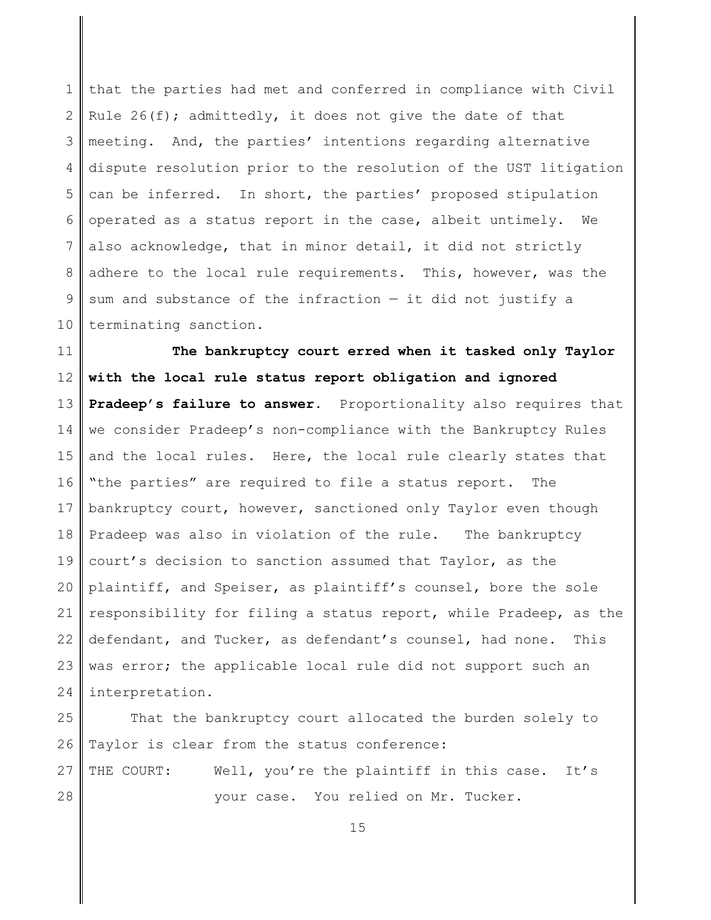that the parties had met and conferred in compliance with Civil Rule 26(f); admittedly, it does not give the date of that meeting. And, the parties' intentions regarding alternative dispute resolution prior to the resolution of the UST litigation can be inferred. In short, the parties' proposed stipulation operated as a status report in the case, albeit untimely. We also acknowledge, that in minor detail, it did not strictly adhere to the local rule requirements. This, however, was the sum and substance of the infraction — it did not justify a terminating sanction.

**The bankruptcy court erred when it tasked only Taylor with the local rule status report obligation and ignored Pradeep's failure to answer.** Proportionality also requires that we consider Pradeep's non-compliance with the Bankruptcy Rules and the local rules. Here, the local rule clearly states that "the parties" are required to file a status report. The bankruptcy court, however, sanctioned only Taylor even though Pradeep was also in violation of the rule. The bankruptcy court's decision to sanction assumed that Taylor, as the plaintiff, and Speiser, as plaintiff's counsel, bore the sole responsibility for filing a status report, while Pradeep, as the defendant, and Tucker, as defendant's counsel, had none. This was error; the applicable local rule did not support such an interpretation.

That the bankruptcy court allocated the burden solely to Taylor is clear from the status conference:

THE COURT: Well, you're the plaintiff in this case. It's your case. You relied on Mr. Tucker.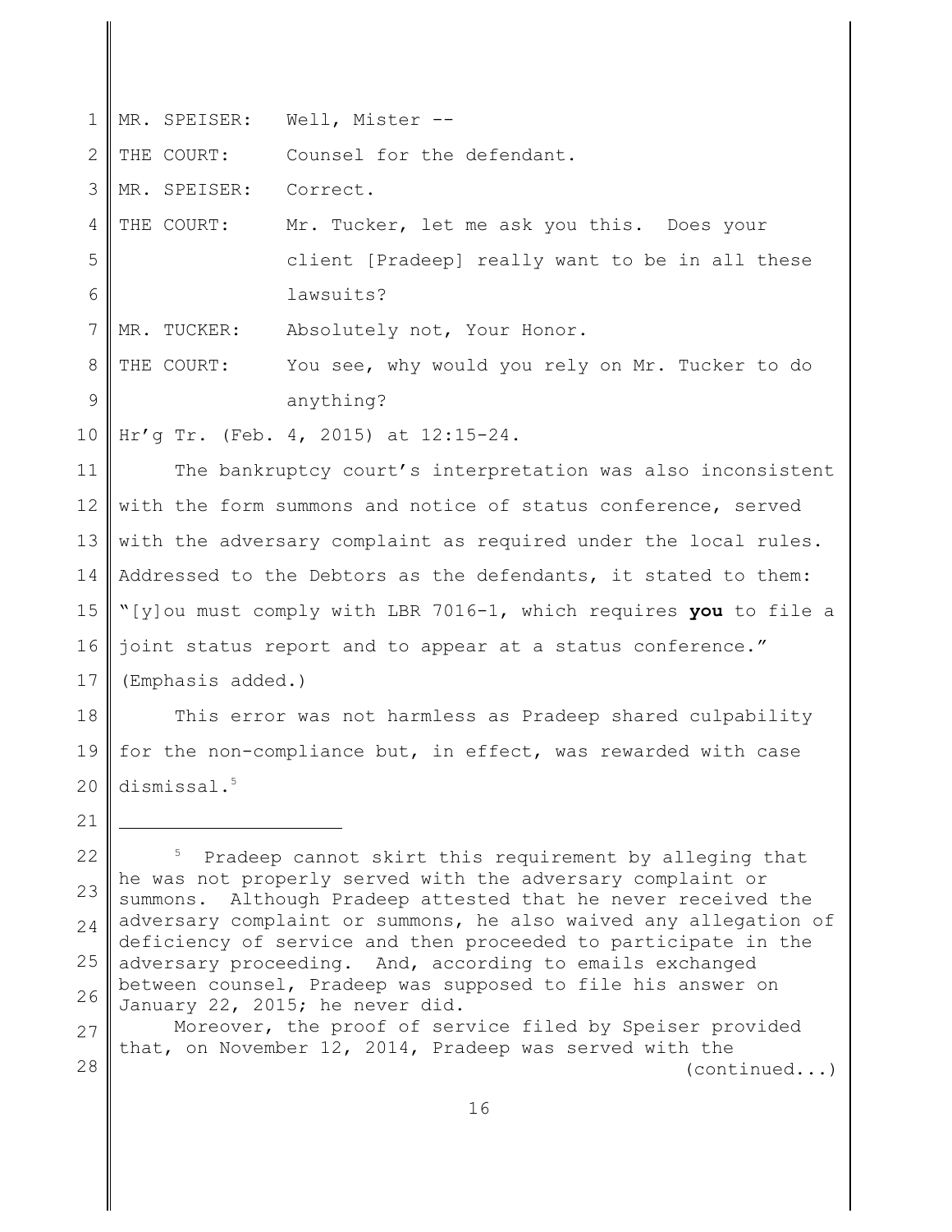MR. SPEISER: Well, Mister --

THE COURT: Counsel for the defendant.

MR. SPEISER: Correct.

THE COURT: Mr. Tucker, let me ask you this. Does your client [Pradeep] really want to be in all these lawsuits?

MR. TUCKER: Absolutely not, Your Honor.

THE COURT: You see, why would you rely on Mr. Tucker to do anything?

Hr'g Tr. (Feb. 4, 2015) at 12:15-24.

The bankruptcy court's interpretation was also inconsistent with the form summons and notice of status conference, served with the adversary complaint as required under the local rules. Addressed to the Debtors as the defendants, it stated to them: "[y]ou must comply with LBR 7016-1, which requires **you** to file a joint status report and to appear at a status conference." (Emphasis added.)

This error was not harmless as Pradeep shared culpability for the non-compliance but, in effect, was rewarded with case dismissal.[5]

---

[5] Pradeep cannot skirt this requirement by alleging that he was not properly served with the adversary complaint or summons. Although Pradeep attested that he never received the adversary complaint or summons, he also waived any allegation of deficiency of service and then proceeded to participate in the adversary proceeding. And, according to emails exchanged between counsel, Pradeep was supposed to file his answer on January 22, 2015; he never did.

Moreover, the proof of service filed by Speiser provided that, on November 12, 2014, Pradeep was served with the (continued...)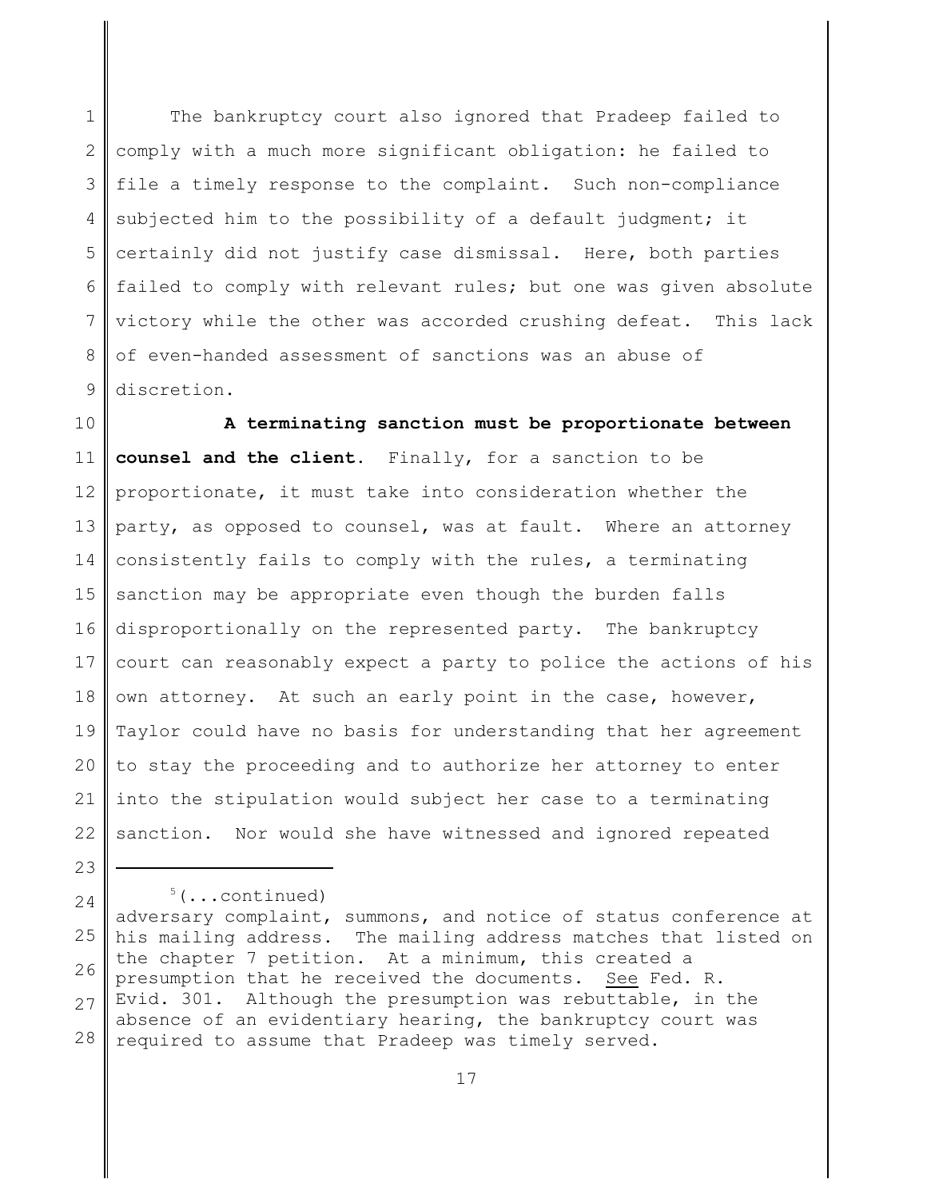The bankruptcy court also ignored that Pradeep failed to comply with a much more significant obligation: he failed to file a timely response to the complaint. Such non-compliance subjected him to the possibility of a default judgment; it certainly did not justify case dismissal. Here, both parties failed to comply with relevant rules; but one was given absolute victory while the other was accorded crushing defeat. This lack of even-handed assessment of sanctions was an abuse of discretion.

**A terminating sanction must be proportionate between counsel and the client.** Finally, for a sanction to be proportionate, it must take into consideration whether the party, as opposed to counsel, was at fault. Where an attorney consistently fails to comply with the rules, a terminating sanction may be appropriate even though the burden falls disproportionally on the represented party. The bankruptcy court can reasonably expect a party to police the actions of his own attorney. At such an early point in the case, however, Taylor could have no basis for understanding that her agreement to stay the proceeding and to authorize her attorney to enter into the stipulation would subject her case to a terminating sanction. Nor would she have witnessed and ignored repeated

---

[5](...continued)
adversary complaint, summons, and notice of status conference at his mailing address. The mailing address matches that listed on the chapter 7 petition. At a minimum, this created a presumption that he received the documents. See Fed. R. Evid. 301. Although the presumption was rebuttable, in the absence of an evidentiary hearing, the bankruptcy court was required to assume that Pradeep was timely served.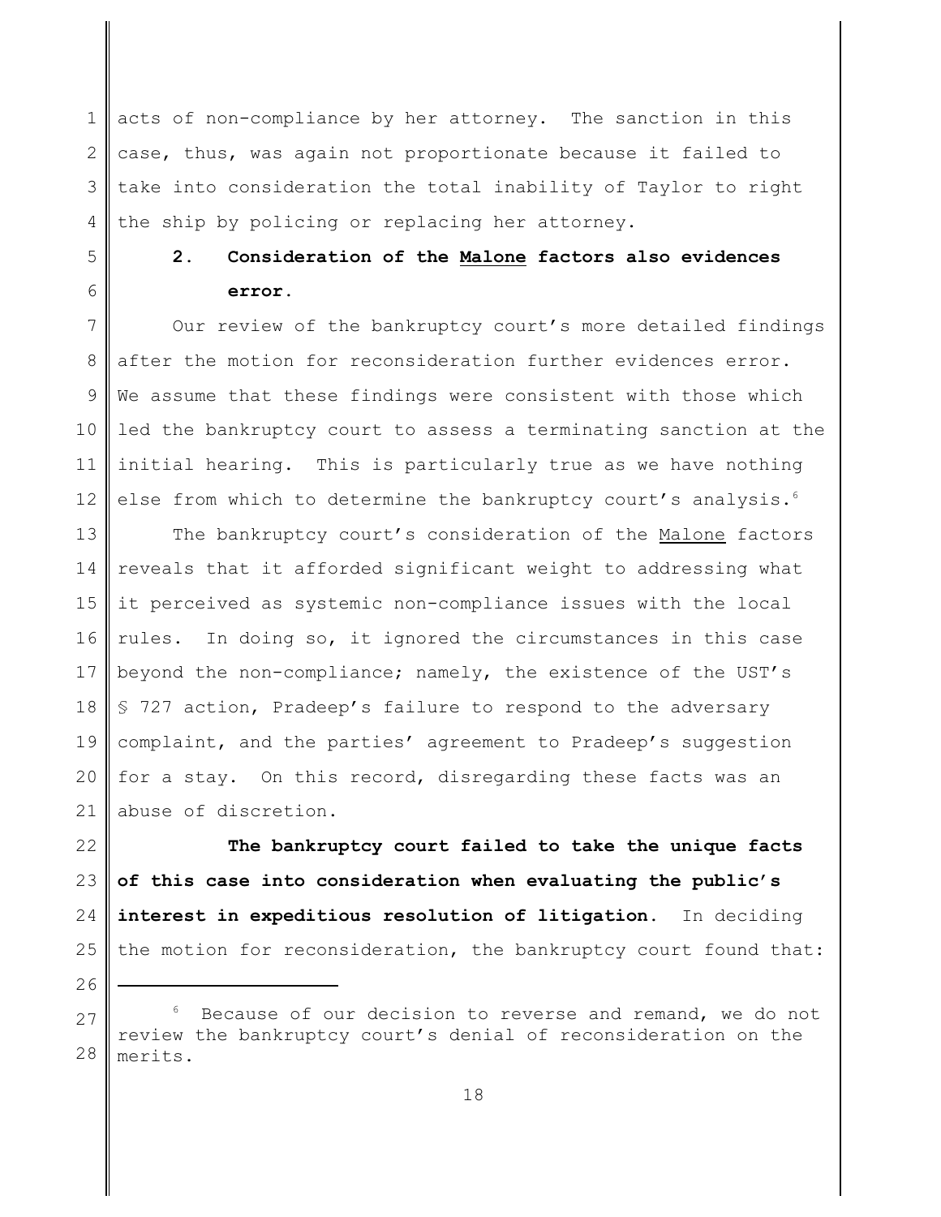acts of non-compliance by her attorney. The sanction in this case, thus, was again not proportionate because it failed to take into consideration the total inability of Taylor to right the ship by policing or replacing her attorney.

### 2. Consideration of the Malone factors also evidences error.

Our review of the bankruptcy court's more detailed findings after the motion for reconsideration further evidences error. We assume that these findings were consistent with those which led the bankruptcy court to assess a terminating sanction at the initial hearing. This is particularly true as we have nothing else from which to determine the bankruptcy court's analysis.[6]

The bankruptcy court's consideration of the Malone factors reveals that it afforded significant weight to addressing what it perceived as systemic non-compliance issues with the local rules. In doing so, it ignored the circumstances in this case beyond the non-compliance; namely, the existence of the UST's § 727 action, Pradeep's failure to respond to the adversary complaint, and the parties' agreement to Pradeep's suggestion for a stay. On this record, disregarding these facts was an abuse of discretion.

**The bankruptcy court failed to take the unique facts of this case into consideration when evaluating the public's interest in expeditious resolution of litigation.** In deciding the motion for reconsideration, the bankruptcy court found that:

---

[6] Because of our decision to reverse and remand, we do not review the bankruptcy court's denial of reconsideration on the merits.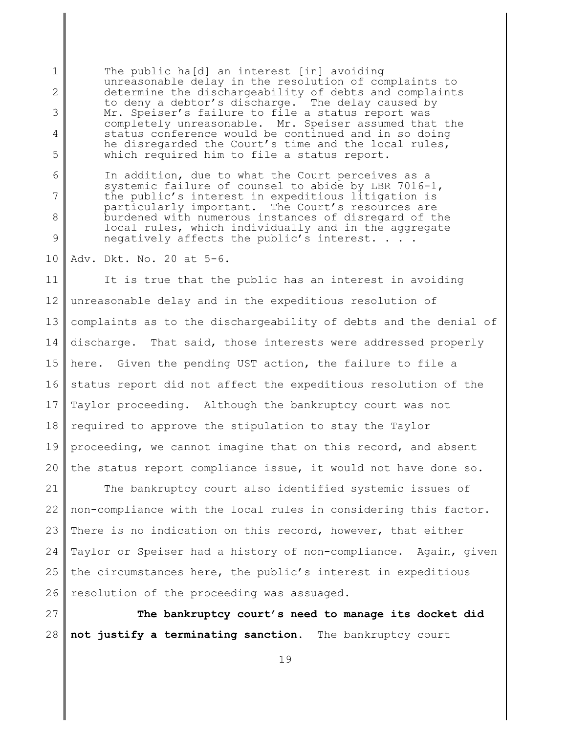> The public ha[d] an interest [in] avoiding unreasonable delay in the resolution of complaints to determine the dischargeability of debts and complaints to deny a debtor's discharge. The delay caused by Mr. Speiser's failure to file a status report was completely unreasonable. Mr. Speiser assumed that the status conference would be continued and in so doing he disregarded the Court's time and the local rules, which required him to file a status report.
>
> In addition, due to what the Court perceives as a systemic failure of counsel to abide by LBR 7016-1, the public's interest in expeditious litigation is particularly important. The Court's resources are burdened with numerous instances of disregard of the local rules, which individually and in the aggregate negatively affects the public's interest. . . .

Adv. Dkt. No. 20 at 5-6.

It is true that the public has an interest in avoiding unreasonable delay and in the expeditious resolution of complaints as to the dischargeability of debts and the denial of discharge. That said, those interests were addressed properly here. Given the pending UST action, the failure to file a status report did not affect the expeditious resolution of the Taylor proceeding. Although the bankruptcy court was not required to approve the stipulation to stay the Taylor proceeding, we cannot imagine that on this record, and absent the status report compliance issue, it would not have done so.

The bankruptcy court also identified systemic issues of non-compliance with the local rules in considering this factor. There is no indication on this record, however, that either Taylor or Speiser had a history of non-compliance. Again, given the circumstances here, the public's interest in expeditious resolution of the proceeding was assuaged.

**The bankruptcy court's need to manage its docket did not justify a terminating sanction.** The bankruptcy court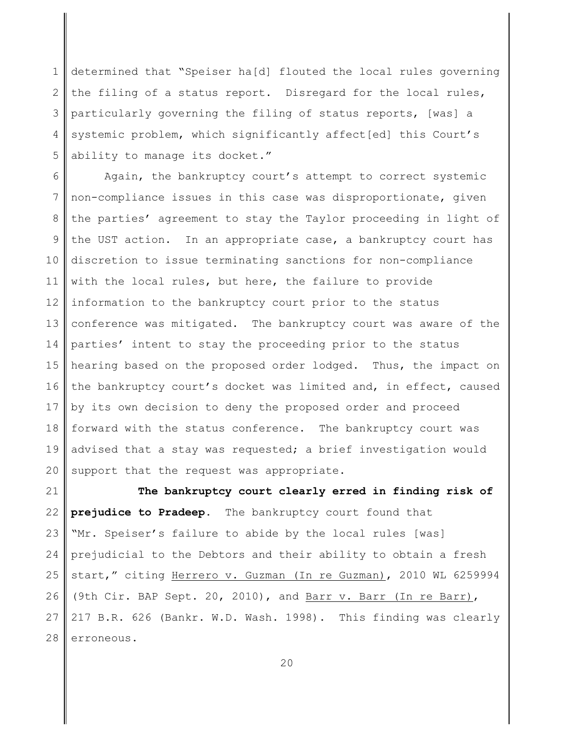determined that "Speiser ha[d] flouted the local rules governing the filing of a status report. Disregard for the local rules, particularly governing the filing of status reports, [was] a systemic problem, which significantly affect[ed] this Court's ability to manage its docket."

Again, the bankruptcy court's attempt to correct systemic non-compliance issues in this case was disproportionate, given the parties' agreement to stay the Taylor proceeding in light of the UST action. In an appropriate case, a bankruptcy court has discretion to issue terminating sanctions for non-compliance with the local rules, but here, the failure to provide information to the bankruptcy court prior to the status conference was mitigated. The bankruptcy court was aware of the parties' intent to stay the proceeding prior to the status hearing based on the proposed order lodged. Thus, the impact on the bankruptcy court's docket was limited and, in effect, caused by its own decision to deny the proposed order and proceed forward with the status conference. The bankruptcy court was advised that a stay was requested; a brief investigation would support that the request was appropriate.

**The bankruptcy court clearly erred in finding risk of prejudice to Pradeep.** The bankruptcy court found that "Mr. Speiser's failure to abide by the local rules [was] prejudicial to the Debtors and their ability to obtain a fresh start," citing Herrero v. Guzman (In re Guzman), 2010 WL 6259994 (9th Cir. BAP Sept. 20, 2010), and Barr v. Barr (In re Barr), 217 B.R. 626 (Bankr. W.D. Wash. 1998). This finding was clearly erroneous.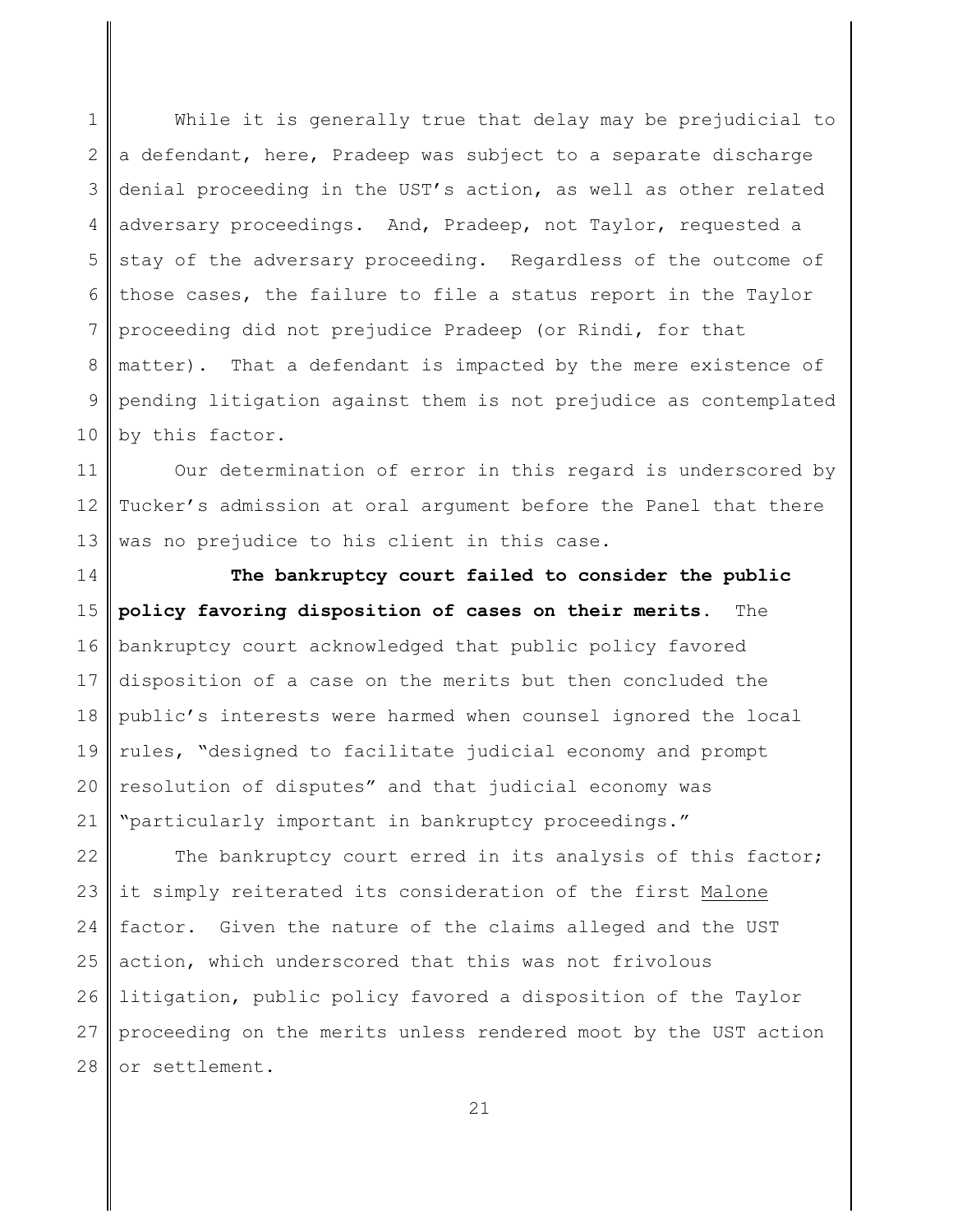While it is generally true that delay may be prejudicial to a defendant, here, Pradeep was subject to a separate discharge denial proceeding in the UST's action, as well as other related adversary proceedings. And, Pradeep, not Taylor, requested a stay of the adversary proceeding. Regardless of the outcome of those cases, the failure to file a status report in the Taylor proceeding did not prejudice Pradeep (or Rindi, for that matter). That a defendant is impacted by the mere existence of pending litigation against them is not prejudice as contemplated by this factor.

Our determination of error in this regard is underscored by Tucker's admission at oral argument before the Panel that there was no prejudice to his client in this case.

**The bankruptcy court failed to consider the public policy favoring disposition of cases on their merits.** The bankruptcy court acknowledged that public policy favored disposition of a case on the merits but then concluded the public's interests were harmed when counsel ignored the local rules, "designed to facilitate judicial economy and prompt resolution of disputes" and that judicial economy was "particularly important in bankruptcy proceedings."

The bankruptcy court erred in its analysis of this factor; it simply reiterated its consideration of the first Malone factor. Given the nature of the claims alleged and the UST action, which underscored that this was not frivolous litigation, public policy favored a disposition of the Taylor proceeding on the merits unless rendered moot by the UST action or settlement.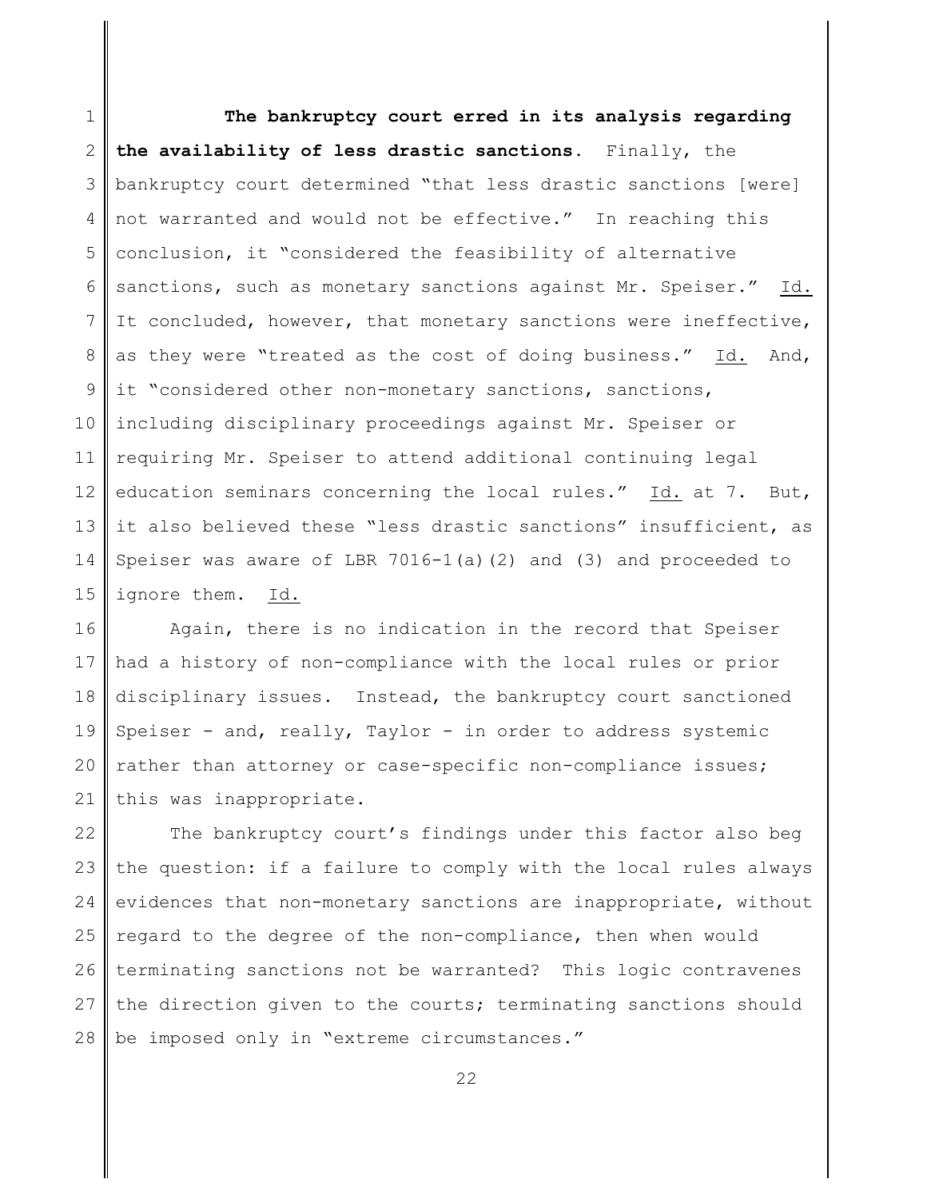**The bankruptcy court erred in its analysis regarding the availability of less drastic sanctions.** Finally, the bankruptcy court determined "that less drastic sanctions [were] not warranted and would not be effective." In reaching this conclusion, it "considered the feasibility of alternative sanctions, such as monetary sanctions against Mr. Speiser." Id. It concluded, however, that monetary sanctions were ineffective, as they were "treated as the cost of doing business." Id. And, it "considered other non-monetary sanctions, sanctions, including disciplinary proceedings against Mr. Speiser or requiring Mr. Speiser to attend additional continuing legal education seminars concerning the local rules." Id. at 7. But, it also believed these "less drastic sanctions" insufficient, as Speiser was aware of LBR 7016-1(a)(2) and (3) and proceeded to ignore them. Id.

Again, there is no indication in the record that Speiser had a history of non-compliance with the local rules or prior disciplinary issues. Instead, the bankruptcy court sanctioned Speiser - and, really, Taylor - in order to address systemic rather than attorney or case-specific non-compliance issues; this was inappropriate.

The bankruptcy court's findings under this factor also beg the question: if a failure to comply with the local rules always evidences that non-monetary sanctions are inappropriate, without regard to the degree of the non-compliance, then when would terminating sanctions not be warranted? This logic contravenes the direction given to the courts; terminating sanctions should be imposed only in "extreme circumstances."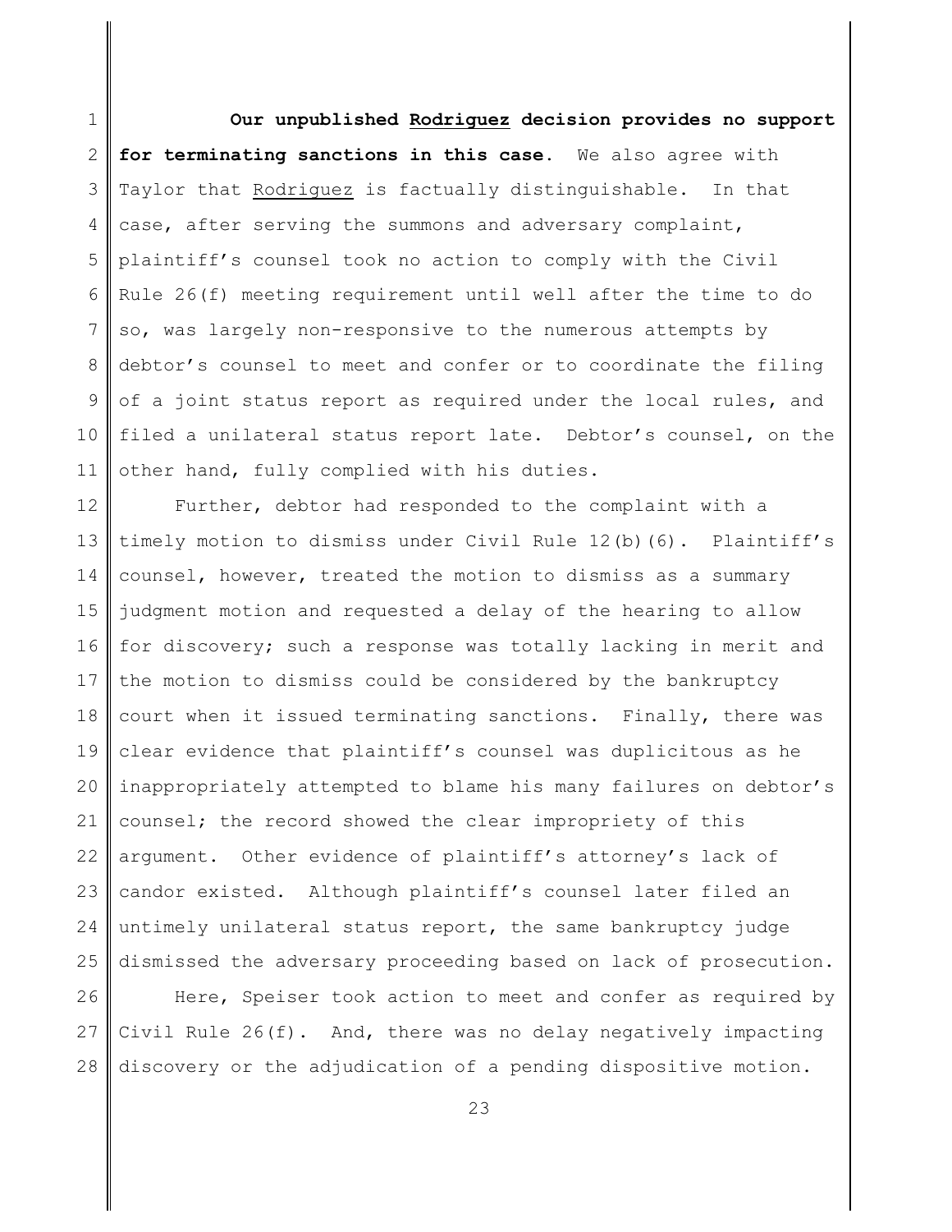**Our unpublished Rodriguez decision provides no support for terminating sanctions in this case.** We also agree with Taylor that Rodriguez is factually distinguishable. In that case, after serving the summons and adversary complaint, plaintiff's counsel took no action to comply with the Civil Rule 26(f) meeting requirement until well after the time to do so, was largely non-responsive to the numerous attempts by debtor's counsel to meet and confer or to coordinate the filing of a joint status report as required under the local rules, and filed a unilateral status report late. Debtor's counsel, on the other hand, fully complied with his duties.

Further, debtor had responded to the complaint with a timely motion to dismiss under Civil Rule 12(b)(6). Plaintiff's counsel, however, treated the motion to dismiss as a summary judgment motion and requested a delay of the hearing to allow for discovery; such a response was totally lacking in merit and the motion to dismiss could be considered by the bankruptcy court when it issued terminating sanctions. Finally, there was clear evidence that plaintiff's counsel was duplicitous as he inappropriately attempted to blame his many failures on debtor's counsel; the record showed the clear impropriety of this argument. Other evidence of plaintiff's attorney's lack of candor existed. Although plaintiff's counsel later filed an untimely unilateral status report, the same bankruptcy judge dismissed the adversary proceeding based on lack of prosecution.

Here, Speiser took action to meet and confer as required by Civil Rule 26(f). And, there was no delay negatively impacting discovery or the adjudication of a pending dispositive motion.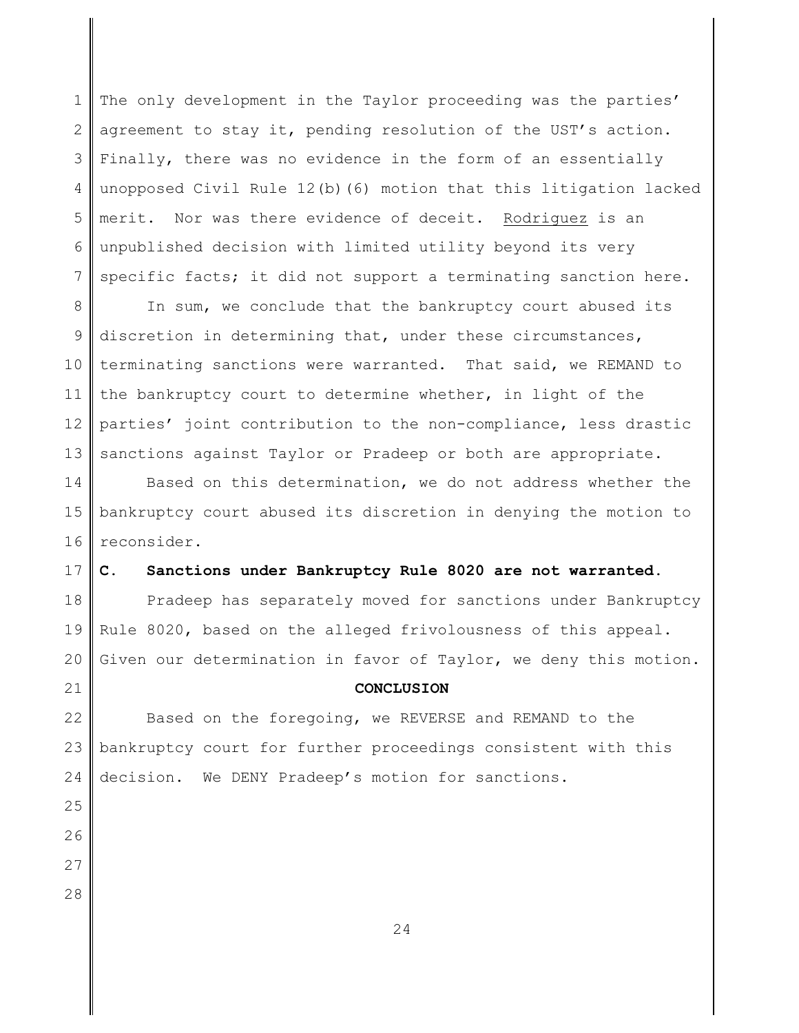The only development in the Taylor proceeding was the parties' agreement to stay it, pending resolution of the UST's action. Finally, there was no evidence in the form of an essentially unopposed Civil Rule 12(b)(6) motion that this litigation lacked merit. Nor was there evidence of deceit. Rodriguez is an unpublished decision with limited utility beyond its very specific facts; it did not support a terminating sanction here.

In sum, we conclude that the bankruptcy court abused its discretion in determining that, under these circumstances, terminating sanctions were warranted. That said, we REMAND to the bankruptcy court to determine whether, in light of the parties' joint contribution to the non-compliance, less drastic sanctions against Taylor or Pradeep or both are appropriate.

Based on this determination, we do not address whether the bankruptcy court abused its discretion in denying the motion to reconsider.

**C. Sanctions under Bankruptcy Rule 8020 are not warranted.**

Pradeep has separately moved for sanctions under Bankruptcy Rule 8020, based on the alleged frivolousness of this appeal. Given our determination in favor of Taylor, we deny this motion.

**CONCLUSION**

Based on the foregoing, we REVERSE and REMAND to the bankruptcy court for further proceedings consistent with this decision. We DENY Pradeep's motion for sanctions.